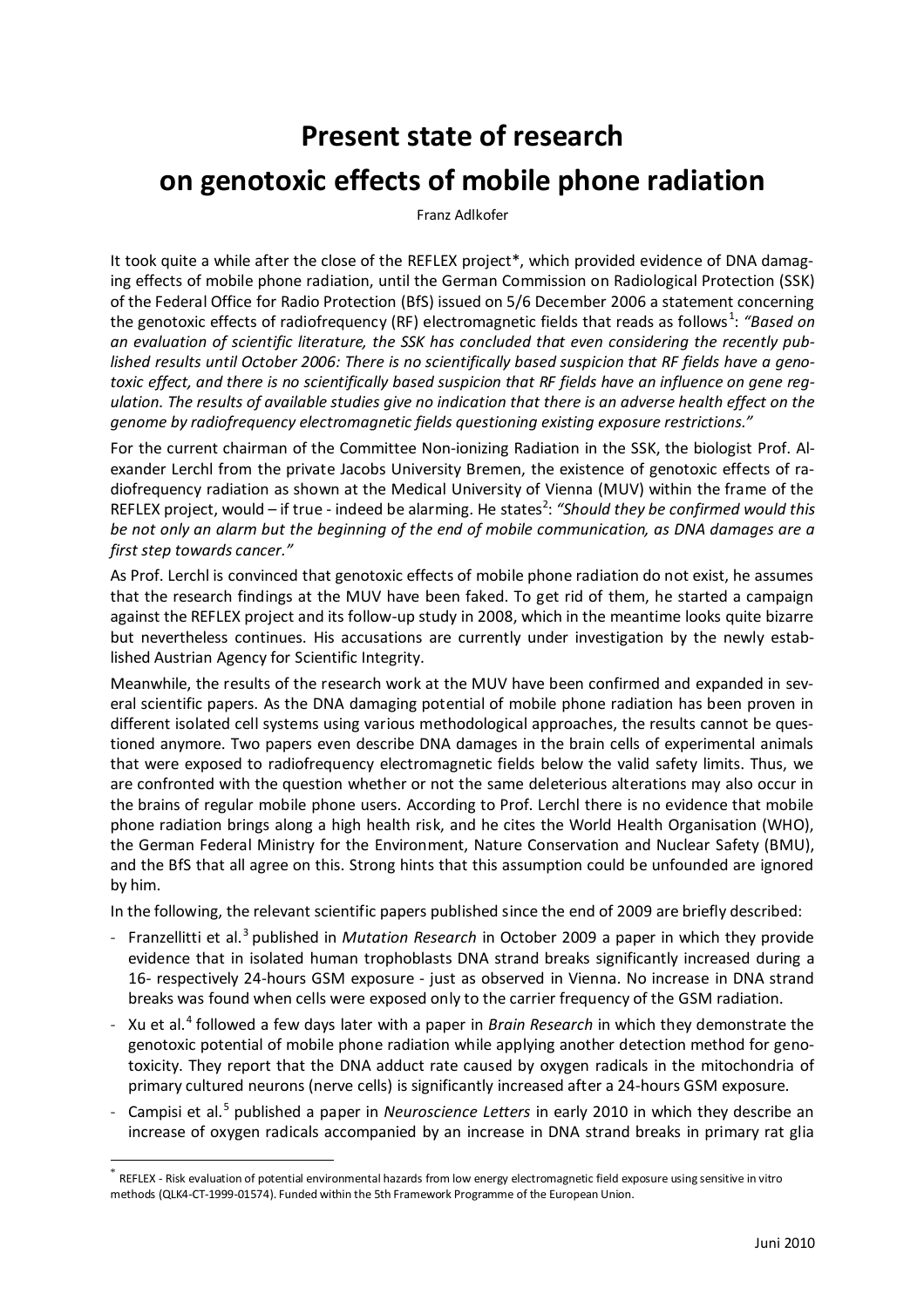# Present state of research on genotoxic effects of mobile phone radiation

Franz Adlkofer

It took quite a while after the close of the REFLEX project*, which provided evidence of DNA damaging effects of mobile phone radiation, until the German Commission on Radiological Protection (SSK) of the Federal Office for Radio Protection (BfS) issued on 5/6 December 2006 a statement concerning the genotoxic effects of radiofrequency (RF) electromagnetic fields that reads as follows[1]: *"Based on an evaluation of scientific literature, the SSK has concluded that even considering the recently published results until October 2006: There is no scientifically based suspicion that RF fields have a genotoxic effect, and there is no scientifically based suspicion that RF fields have an influence on gene regulation. The results of available studies give no indication that there is an adverse health effect on the genome by radiofrequency electromagnetic fields questioning existing exposure restrictions."*

For the current chairman of the Committee Non-ionizing Radiation in the SSK, the biologist Prof. Alexander Lerchl from the private Jacobs University Bremen, the existence of genotoxic effects of radiofrequency radiation as shown at the Medical University of Vienna (MUV) within the frame of the REFLEX project, would – if true - indeed be alarming. He states[2]: *"Should they be confirmed would this be not only an alarm but the beginning of the end of mobile communication, as DNA damages are a first step towards cancer."*

As Prof. Lerchl is convinced that genotoxic effects of mobile phone radiation do not exist, he assumes that the research findings at the MUV have been faked. To get rid of them, he started a campaign against the REFLEX project and its follow-up study in 2008, which in the meantime looks quite bizarre but nevertheless continues. His accusations are currently under investigation by the newly established Austrian Agency for Scientific Integrity.

Meanwhile, the results of the research work at the MUV have been confirmed and expanded in several scientific papers. As the DNA damaging potential of mobile phone radiation has been proven in different isolated cell systems using various methodological approaches, the results cannot be questioned anymore. Two papers even describe DNA damages in the brain cells of experimental animals that were exposed to radiofrequency electromagnetic fields below the valid safety limits. Thus, we are confronted with the question whether or not the same deleterious alterations may also occur in the brains of regular mobile phone users. According to Prof. Lerchl there is no evidence that mobile phone radiation brings along a high health risk, and he cites the World Health Organisation (WHO), the German Federal Ministry for the Environment, Nature Conservation and Nuclear Safety (BMU), and the BfS that all agree on this. Strong hints that this assumption could be unfounded are ignored by him.

In the following, the relevant scientific papers published since the end of 2009 are briefly described:

- Franzellitti et al.[3] published in *Mutation Research* in October 2009 a paper in which they provide evidence that in isolated human trophoblasts DNA strand breaks significantly increased during a 16- respectively 24-hours GSM exposure - just as observed in Vienna. No increase in DNA strand breaks was found when cells were exposed only to the carrier frequency of the GSM radiation.
- Xu et al.[4] followed a few days later with a paper in *Brain Research* in which they demonstrate the genotoxic potential of mobile phone radiation while applying another detection method for genotoxicity. They report that the DNA adduct rate caused by oxygen radicals in the mitochondria of primary cultured neurons (nerve cells) is significantly increased after a 24-hours GSM exposure.
- Campisi et al.[5] published a paper in *Neuroscience Letters* in early 2010 in which they describe an increase of oxygen radicals accompanied by an increase in DNA strand breaks in primary rat glia

\* REFLEX - Risk evaluation of potential environmental hazards from low energy electromagnetic field exposure using sensitive in vitro methods (QLK4-CT-1999-01574). Funded within the 5th Framework Programme of the European Union.

Juni 2010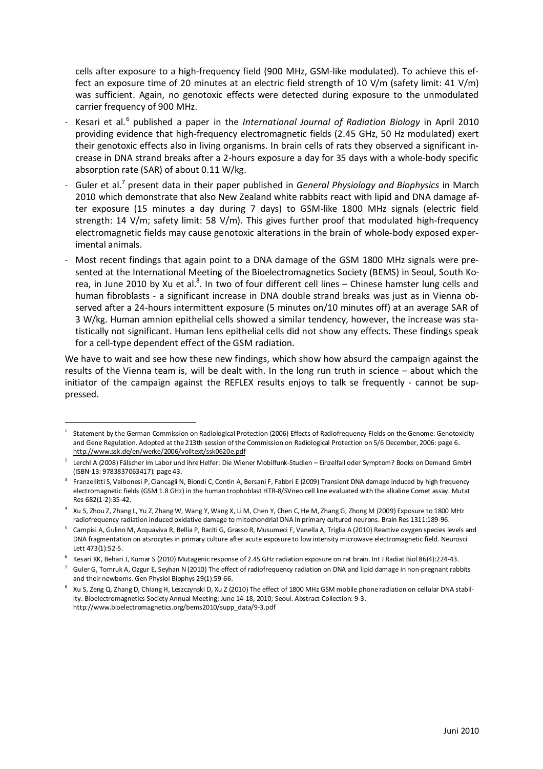cells after exposure to a high-frequency field (900 MHz, GSM-like modulated). To achieve this effect an exposure time of 20 minutes at an electric field strength of 10 V/m (safety limit: 41 V/m) was sufficient. Again, no genotoxic effects were detected during exposure to the unmodulated carrier frequency of 900 MHz.

- Kesari et al.[6] published a paper in the *International Journal of Radiation Biology* in April 2010 providing evidence that high-frequency electromagnetic fields (2.45 GHz, 50 Hz modulated) exert their genotoxic effects also in living organisms. In brain cells of rats they observed a significant increase in DNA strand breaks after a 2-hours exposure a day for 35 days with a whole-body specific absorption rate (SAR) of about 0.11 W/kg.
- Guler et al.[7] present data in their paper published in *General Physiology and Biophysics* in March 2010 which demonstrate that also New Zealand white rabbits react with lipid and DNA damage after exposure (15 minutes a day during 7 days) to GSM-like 1800 MHz signals (electric field strength: 14 V/m; safety limit: 58 V/m). This gives further proof that modulated high-frequency electromagnetic fields may cause genotoxic alterations in the brain of whole-body exposed experimental animals.
- Most recent findings that again point to a DNA damage of the GSM 1800 MHz signals were presented at the International Meeting of the Bioelectromagnetics Society (BEMS) in Seoul, South Korea, in June 2010 by Xu et al.[8]. In two of four different cell lines – Chinese hamster lung cells and human fibroblasts - a significant increase in DNA double strand breaks was just as in Vienna observed after a 24-hours intermittent exposure (5 minutes on/10 minutes off) at an average SAR of 3 W/kg. Human amnion epithelial cells showed a similar tendency, however, the increase was statistically not significant. Human lens epithelial cells did not show any effects. These findings speak for a cell-type dependent effect of the GSM radiation.

We have to wait and see how these new findings, which show how absurd the campaign against the results of the Vienna team is, will be dealt with. In the long run truth in science – about which the initiator of the campaign against the REFLEX results enjoys to talk se frequently - cannot be suppressed.

---

[1] Statement by the German Commission on Radiological Protection (2006) Effects of Radiofrequency Fields on the Genome: Genotoxicity and Gene Regulation. Adopted at the 213th session of the Commission on Radiological Protection on 5/6 December, 2006: page 6. http://www.ssk.de/en/werke/2006/volltext/ssk0620e.pdf

[2] Lerchl A (2008) Fälscher im Labor und ihre Helfer: Die Wiener Mobilfunk-Studien – Einzelfall oder Symptom? Books on Demand GmbH (ISBN-13: 9783837063417): page 43.

[3] Franzellitti S, Valbonesi P, Ciancagli N, Biondi C, Contin A, Bersani F, Fabbri E (2009) Transient DNA damage induced by high frequency electromagnetic fields (GSM 1.8 GHz) in the human trophoblast HTR-8/SVneo cell line evaluated with the alkaline Comet assay. Mutat Res 682(1-2):35-42.

[4] Xu S, Zhou Z, Zhang L, Yu Z, Zhang W, Wang Y, Wang X, Li M, Chen Y, Chen C, He M, Zhang G, Zhong M (2009) Exposure to 1800 MHz radiofrequency radiation induced oxidative damage to mitochondrial DNA in primary cultured neurons. Brain Res 1311:189-96.

[5] Campisi A, Gulino M, Acquaviva R, Bellia P, Raciti G, Grasso R, Musumeci F, Vanella A, Triglia A (2010) Reactive oxygen species levels and DNA fragmentation on atsrocytes in primary culture after acute exposure to low intensity microwave electromagnetic field. Neurosci Lett 473(1):52-5.

[6] Kesari KK, Behari J, Kumar S (2010) Mutagenic response of 2.45 GHz radiation exposure on rat brain. Int J Radiat Biol 86(4):224-43.

[7] Guler G, Tomruk A, Ozgur E, Seyhan N (2010) The effect of radiofrequency radiation on DNA and lipid damage in non-pregnant rabbits and their newborns. Gen Physiol Biophys 29(1):59-66.

[8] Xu S, Zeng Q, Zhang D, Chiang H, Leszczynski D, Xu Z (2010) The effect of 1800 MHz GSM mobile phone radiation on cellular DNA stability. Bioelectromagnetics Society Annual Meeting; June 14-18, 2010; Seoul. Abstract Collection: 9-3. http://www.bioelectromagnetics.org/bems2010/supp_data/9-3.pdf

Juni 2010